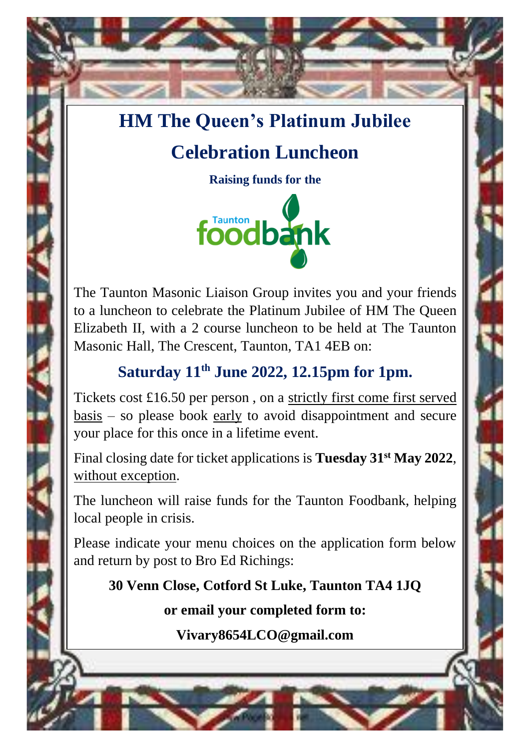# HM The Queen's Platinum Jubilee

# Celebration Luncheon

**Raising funds for the**

Taunton foodbank

The Taunton Masonic Liaison Group invites you and your friends to a luncheon to celebrate the Platinum Jubilee of HM The Queen Elizabeth II, with a 2 course luncheon to be held at The Taunton Masonic Hall, The Crescent, Taunton, TA1 4EB on:

## Saturday 11th June 2022, 12.15pm for 1pm.

Tickets cost £16.50 per person , on a strictly first come first served basis – so please book early to avoid disappointment and secure your place for this once in a lifetime event.

Final closing date for ticket applications is **Tuesday 31st May 2022**, without exception.

The luncheon will raise funds for the Taunton Foodbank, helping local people in crisis.

Please indicate your menu choices on the application form below and return by post to Bro Ed Richings:

**30 Venn Close, Cotford St Luke, Taunton TA4 1JQ**

**or email your completed form to:**

**Vivary8654LCO@gmail.com**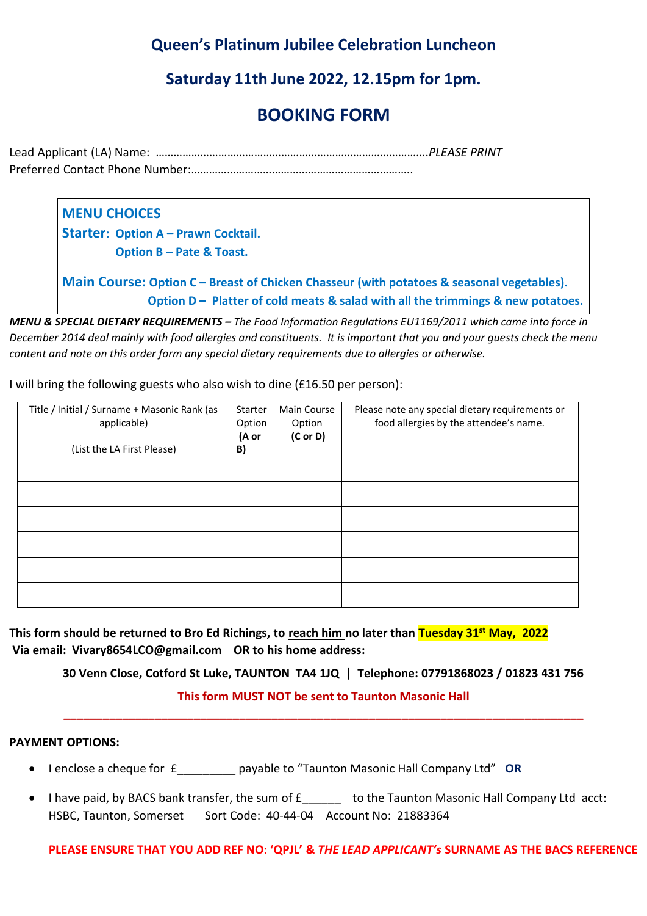## Queen's Platinum Jubilee Celebration Luncheon

## Saturday 11th June 2022, 12.15pm for 1pm.

# BOOKING FORM

Lead Applicant (LA) Name: …………………………………………………………………………….*PLEASE PRINT*
Preferred Contact Phone Number:……………………………………………………………….

**MENU CHOICES**

**Starter: Option A – Prawn Cocktail.**
**Option B – Pate & Toast.**

**Main Course: Option C – Breast of Chicken Chasseur (with potatoes & seasonal vegetables).**
**Option D – Platter of cold meats & salad with all the trimmings & new potatoes.**

***MENU & SPECIAL DIETARY REQUIREMENTS –*** *The Food Information Regulations EU1169/2011 which came into force in December 2014 deal mainly with food allergies and constituents. It is important that you and your guests check the menu content and note on this order form any special dietary requirements due to allergies or otherwise.*

I will bring the following guests who also wish to dine (£16.50 per person):

| Title / Initial / Surname + Masonic Rank (as applicable) (List the LA First Please) | Starter Option **(A or B)** | Main Course Option **(C or D)** | Please note any special dietary requirements or food allergies by the attendee's name. |
|---|---|---|---|
| | | | |
| | | | |
| | | | |
| | | | |
| | | | |
| | | | |

**This form should be returned to Bro Ed Richings, to reach him no later than Tuesday 31st May, 2022**
**Via email: Vivary8654LCO@gmail.com OR to his home address:**

**30 Venn Close, Cotford St Luke, TAUNTON TA4 1JQ | Telephone: 07791868023 / 01823 431 756**

**This form MUST NOT be sent to Taunton Masonic Hall**

---

**PAYMENT OPTIONS:**

- I enclose a cheque for £_________ payable to "Taunton Masonic Hall Company Ltd" **OR**
- I have paid, by BACS bank transfer, the sum of £______ to the Taunton Masonic Hall Company Ltd acct: HSBC, Taunton, Somerset Sort Code: 40-44-04 Account No: 21883364

**PLEASE ENSURE THAT YOU ADD REF NO: 'QPJL' & *THE LEAD APPLICANT's* SURNAME AS THE BACS REFERENCE**